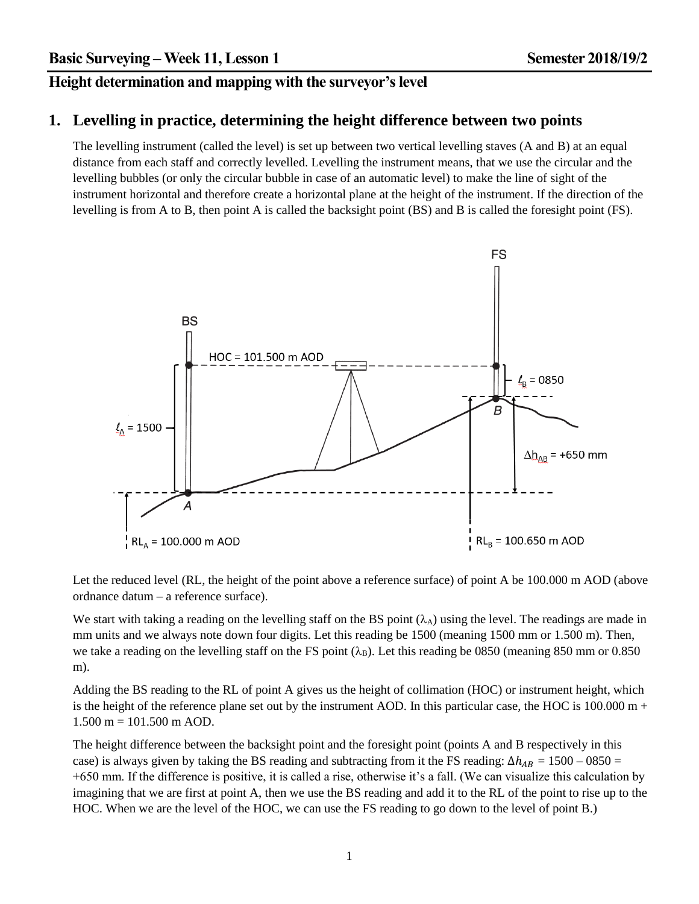## Height determination and mapping with the surveyor's level

# 1. Levelling in practice, determining the height difference between two points

The levelling instrument (called the level) is set up between two vertical levelling staves (A and B) at an equal distance from each staff and correctly levelled. Levelling the instrument means, that we use the circular and the levelling bubbles (or only the circular bubble in case of an automatic level) to make the line of sight of the instrument horizontal and therefore create a horizontal plane at the height of the instrument. If the direction of the levelling is from A to B, then point A is called the backsight point (BS) and B is called the foresight point (FS).

Let the reduced level (RL, the height of the point above a reference surface) of point A be 100.000 m AOD (above ordnance datum – a reference surface).

We start with taking a reading on the levelling staff on the BS point ($\lambda_A$) using the level. The readings are made in mm units and we always note down four digits. Let this reading be 1500 (meaning 1500 mm or 1.500 m). Then, we take a reading on the levelling staff on the FS point ($\lambda_B$). Let this reading be 0850 (meaning 850 mm or 0.850 m).

Adding the BS reading to the RL of point A gives us the height of collimation (HOC) or instrument height, which is the height of the reference plane set out by the instrument AOD. In this particular case, the HOC is 100.000 m + 1.500 m = 101.500 m AOD.

The height difference between the backsight point and the foresight point (points A and B respectively in this case) is always given by taking the BS reading and subtracting from it the FS reading: $\Delta h_{AB}$ = 1500 – 0850 = +650 mm. If the difference is positive, it is called a rise, otherwise it's a fall. (We can visualize this calculation by imagining that we are first at point A, then we use the BS reading and add it to the RL of the point to rise up to the HOC. When we are the level of the HOC, we can use the FS reading to go down to the level of point B.)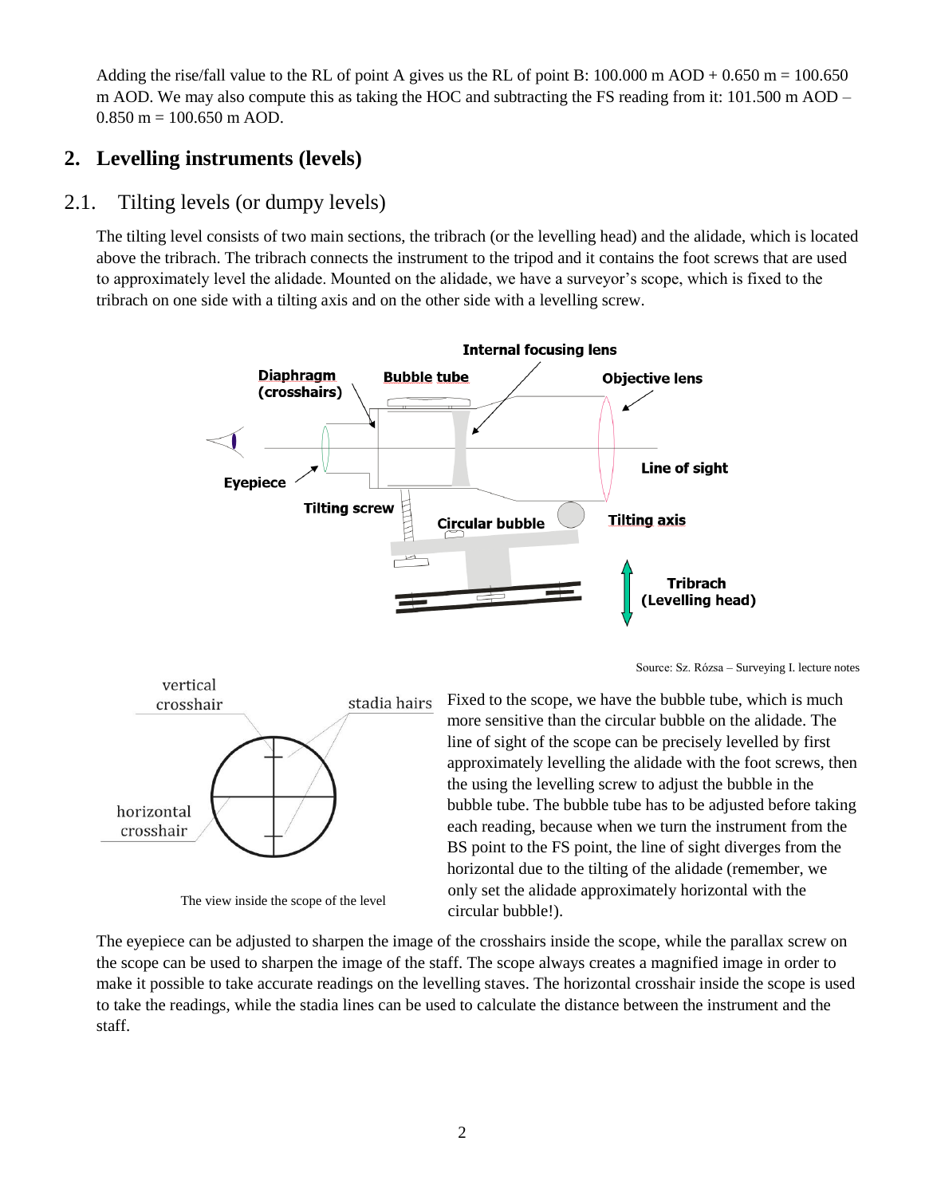Adding the rise/fall value to the RL of point A gives us the RL of point B: 100.000 m AOD + 0.650 m = 100.650 m AOD. We may also compute this as taking the HOC and subtracting the FS reading from it: 101.500 m AOD – 0.850 m = 100.650 m AOD.

## 2. Levelling instruments (levels)

### 2.1. Tilting levels (or dumpy levels)

The tilting level consists of two main sections, the tribrach (or the levelling head) and the alidade, which is located above the tribrach. The tribrach connects the instrument to the tripod and it contains the foot screws that are used to approximately level the alidade. Mounted on the alidade, we have a surveyor's scope, which is fixed to the tribrach on one side with a tilting axis and on the other side with a levelling screw.

Source: Sz. Rózsa – Surveying I. lecture notes

The view inside the scope of the level

Fixed to the scope, we have the bubble tube, which is much more sensitive than the circular bubble on the alidade. The line of sight of the scope can be precisely levelled by first approximately levelling the alidade with the foot screws, then the using the levelling screw to adjust the bubble in the bubble tube. The bubble tube has to be adjusted before taking each reading, because when we turn the instrument from the BS point to the FS point, the line of sight diverges from the horizontal due to the tilting of the alidade (remember, we only set the alidade approximately horizontal with the circular bubble!).

The eyepiece can be adjusted to sharpen the image of the crosshairs inside the scope, while the parallax screw on the scope can be used to sharpen the image of the staff. The scope always creates a magnified image in order to make it possible to take accurate readings on the levelling staves. The horizontal crosshair inside the scope is used to take the readings, while the stadia lines can be used to calculate the distance between the instrument and the staff.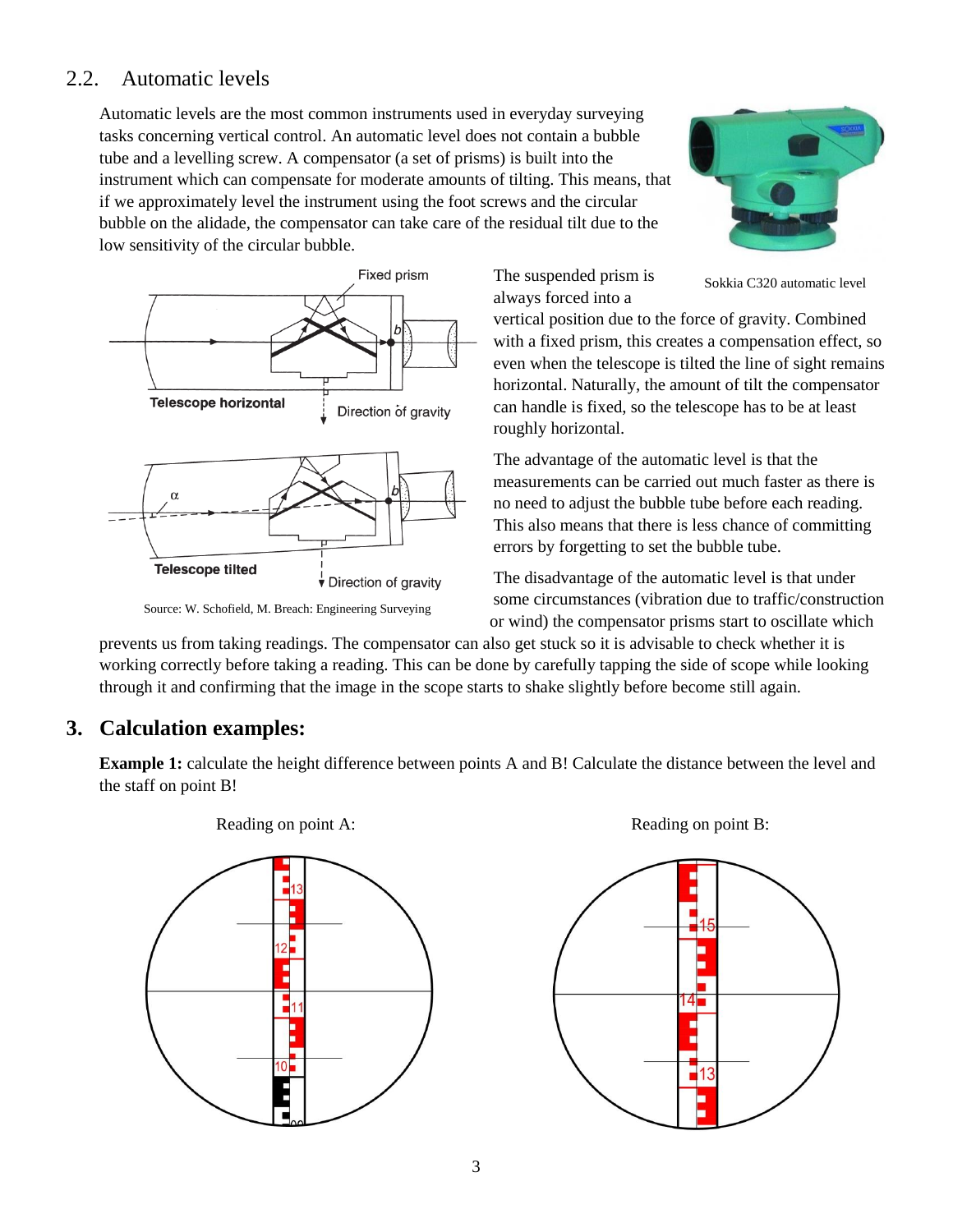## 2.2. Automatic levels

Automatic levels are the most common instruments used in everyday surveying tasks concerning vertical control. An automatic level does not contain a bubble tube and a levelling screw. A compensator (a set of prisms) is built into the instrument which can compensate for moderate amounts of tilting. This means, that if we approximately level the instrument using the foot screws and the circular bubble on the alidade, the compensator can take care of the residual tilt due to the low sensitivity of the circular bubble.

Sokkia C320 automatic level

Source: W. Schofield, M. Breach: Engineering Surveying

The suspended prism is always forced into a vertical position due to the force of gravity. Combined with a fixed prism, this creates a compensation effect, so even when the telescope is tilted the line of sight remains horizontal. Naturally, the amount of tilt the compensator can handle is fixed, so the telescope has to be at least roughly horizontal.

The advantage of the automatic level is that the measurements can be carried out much faster as there is no need to adjust the bubble tube before each reading. This also means that there is less chance of committing errors by forgetting to set the bubble tube.

The disadvantage of the automatic level is that under some circumstances (vibration due to traffic/construction or wind) the compensator prisms start to oscillate which prevents us from taking readings. The compensator can also get stuck so it is advisable to check whether it is working correctly before taking a reading. This can be done by carefully tapping the side of scope while looking through it and confirming that the image in the scope starts to shake slightly before become still again.

# 3. Calculation examples:

**Example 1:** calculate the height difference between points A and B! Calculate the distance between the level and the staff on point B!

Reading on point A:

Reading on point B: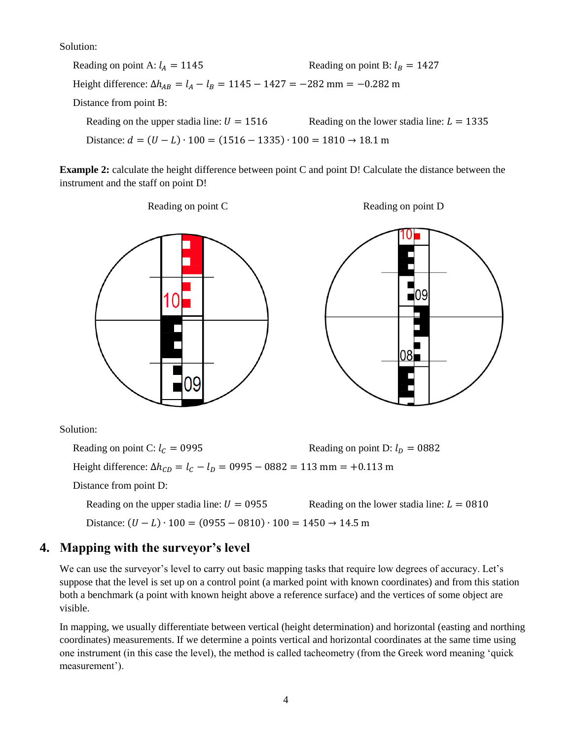Solution:

Reading on point A: $l_A = 1145$ Reading on point B: $l_B = 1427$

Height difference: $\Delta h_{AB} = l_A - l_B = 1145 - 1427 = -282$ mm $= -0.282$ m

Distance from point B:

Reading on the upper stadia line: $U = 1516$ Reading on the lower stadia line: $L = 1335$

Distance: $d = (U - L) \cdot 100 = (1516 - 1335) \cdot 100 = 1810 \rightarrow 18.1$ m

**Example 2:** calculate the height difference between point C and point D! Calculate the distance between the instrument and the staff on point D!

Reading on point C Reading on point D

Solution:

Reading on point C: $l_C = 0995$ Reading on point D: $l_D = 0882$

Height difference: $\Delta h_{CD} = l_C - l_D = 0995 - 0882 = 113$ mm $= +0.113$ m

Distance from point D:

Reading on the upper stadia line: $U = 0955$ Reading on the lower stadia line: $L = 0810$

Distance: $(U - L) \cdot 100 = (0955 - 0810) \cdot 100 = 1450 \rightarrow 14.5$ m

## 4. Mapping with the surveyor's level

We can use the surveyor's level to carry out basic mapping tasks that require low degrees of accuracy. Let's suppose that the level is set up on a control point (a marked point with known coordinates) and from this station both a benchmark (a point with known height above a reference surface) and the vertices of some object are visible.

In mapping, we usually differentiate between vertical (height determination) and horizontal (easting and northing coordinates) measurements. If we determine a points vertical and horizontal coordinates at the same time using one instrument (in this case the level), the method is called tacheometry (from the Greek word meaning 'quick measurement').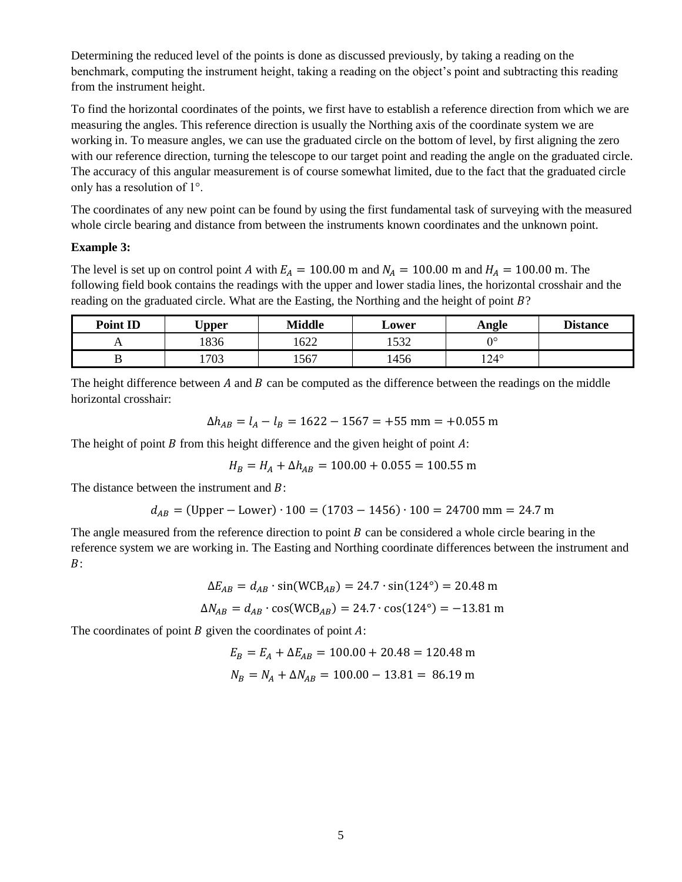Determining the reduced level of the points is done as discussed previously, by taking a reading on the benchmark, computing the instrument height, taking a reading on the object's point and subtracting this reading from the instrument height.

To find the horizontal coordinates of the points, we first have to establish a reference direction from which we are measuring the angles. This reference direction is usually the Northing axis of the coordinate system we are working in. To measure angles, we can use the graduated circle on the bottom of level, by first aligning the zero with our reference direction, turning the telescope to our target point and reading the angle on the graduated circle. The accuracy of this angular measurement is of course somewhat limited, due to the fact that the graduated circle only has a resolution of 1°.

The coordinates of any new point can be found by using the first fundamental task of surveying with the measured whole circle bearing and distance from between the instruments known coordinates and the unknown point.

**Example 3:**

The level is set up on control point $A$ with $E_A = 100.00$ m and $N_A = 100.00$ m and $H_A = 100.00$ m. The following field book contains the readings with the upper and lower stadia lines, the horizontal crosshair and the reading on the graduated circle. What are the Easting, the Northing and the height of point $B$?

| Point ID | Upper | Middle | Lower | Angle | Distance |
|---|---|---|---|---|---|
| A | 1836 | 1622 | 1532 | 0° | |
| B | 1703 | 1567 | 1456 | 124° | |

The height difference between $A$ and $B$ can be computed as the difference between the readings on the middle horizontal crosshair:

$$\Delta h_{AB} = l_A - l_B = 1622 - 1567 = +55 \text{ mm} = +0.055 \text{ m}$$

The height of point $B$ from this height difference and the given height of point $A$:

$$H_B = H_A + \Delta h_{AB} = 100.00 + 0.055 = 100.55 \text{ m}$$

The distance between the instrument and $B$:

$$d_{AB} = (\text{Upper} - \text{Lower}) \cdot 100 = (1703 - 1456) \cdot 100 = 24700 \text{ mm} = 24.7 \text{ m}$$

The angle measured from the reference direction to point $B$ can be considered a whole circle bearing in the reference system we are working in. The Easting and Northing coordinate differences between the instrument and $B$:

$$\Delta E_{AB} = d_{AB} \cdot \sin(\text{WCB}_{AB}) = 24.7 \cdot \sin(124°) = 20.48 \text{ m}$$

$$\Delta N_{AB} = d_{AB} \cdot \cos(\text{WCB}_{AB}) = 24.7 \cdot \cos(124°) = -13.81 \text{ m}$$

The coordinates of point $B$ given the coordinates of point $A$:

$$E_B = E_A + \Delta E_{AB} = 100.00 + 20.48 = 120.48 \text{ m}$$

$$N_B = N_A + \Delta N_{AB} = 100.00 - 13.81 = 86.19 \text{ m}$$